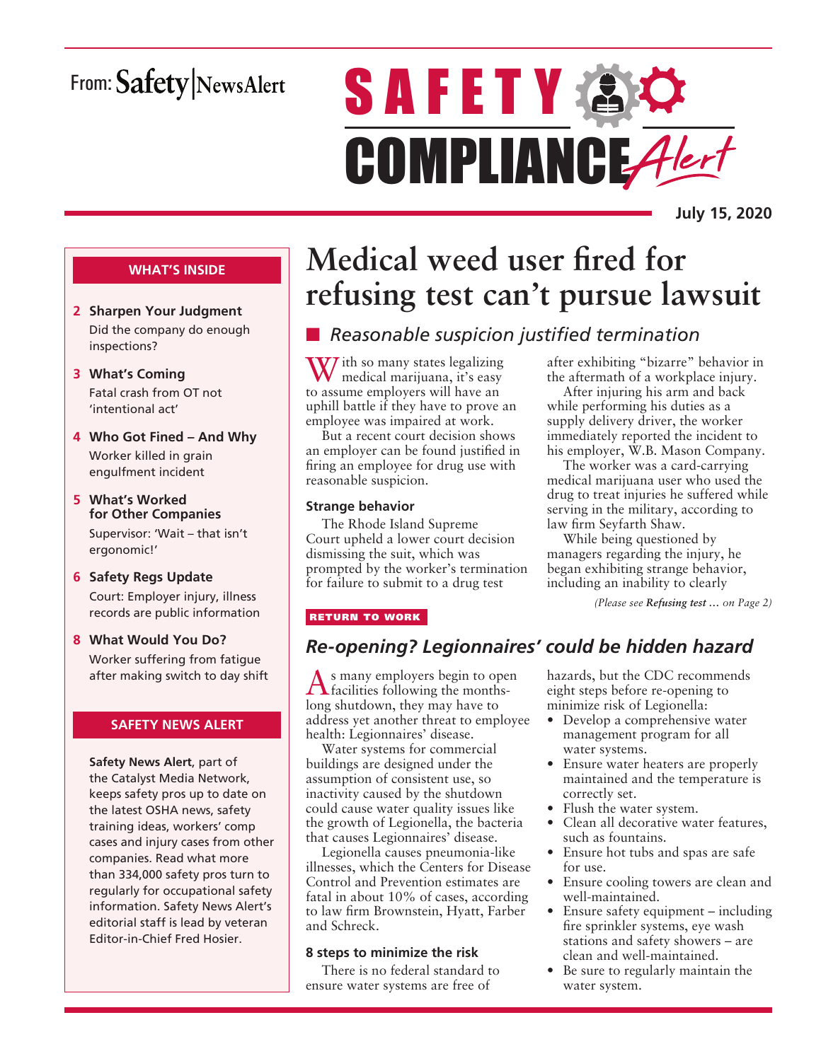From: Safety|NewsAlert

# SAFETY COMPLIANCE Alert

**July 15, 2020**

**WHAT'S INSIDE**

- **2 Sharpen Your Judgment**
  Did the company do enough inspections?
- **3 What's Coming**
  Fatal crash from OT not 'intentional act'
- **4 Who Got Fined – And Why**
  Worker killed in grain engulfment incident
- **5 What's Worked for Other Companies**
  Supervisor: 'Wait – that isn't ergonomic!'
- **6 Safety Regs Update**
  Court: Employer injury, illness records are public information
- **8 What Would You Do?**
  Worker suffering from fatigue after making switch to day shift

**SAFETY NEWS ALERT**

**Safety News Alert**, part of the Catalyst Media Network, keeps safety pros up to date on the latest OSHA news, safety training ideas, workers' comp cases and injury cases from other companies. Read what more than 334,000 safety pros turn to regularly for occupational safety information. Safety News Alert's editorial staff is lead by veteran Editor-in-Chief Fred Hosier.

# Medical weed user fired for refusing test can't pursue lawsuit

## *Reasonable suspicion justified termination*

With so many states legalizing medical marijuana, it's easy to assume employers will have an uphill battle if they have to prove an employee was impaired at work.

But a recent court decision shows an employer can be found justified in firing an employee for drug use with reasonable suspicion.

### Strange behavior

The Rhode Island Supreme Court upheld a lower court decision dismissing the suit, which was prompted by the worker's termination for failure to submit to a drug test after exhibiting "bizarre" behavior in the aftermath of a workplace injury.

After injuring his arm and back while performing his duties as a supply delivery driver, the worker immediately reported the incident to his employer, W.B. Mason Company.

The worker was a card-carrying medical marijuana user who used the drug to treat injuries he suffered while serving in the military, according to law firm Seyfarth Shaw.

While being questioned by managers regarding the injury, he began exhibiting strange behavior, including an inability to clearly

*(Please see **Refusing test …** on Page 2)*

RETURN TO WORK

## *Re-opening? Legionnaires' could be hidden hazard*

As many employers begin to open facilities following the months-long shutdown, they may have to address yet another threat to employee health: Legionnaires' disease.

Water systems for commercial buildings are designed under the assumption of consistent use, so inactivity caused by the shutdown could cause water quality issues like the growth of Legionella, the bacteria that causes Legionnaires' disease.

Legionella causes pneumonia-like illnesses, which the Centers for Disease Control and Prevention estimates are fatal in about 10% of cases, according to law firm Brownstein, Hyatt, Farber and Schreck.

### 8 steps to minimize the risk

There is no federal standard to ensure water systems are free of hazards, but the CDC recommends eight steps before re-opening to minimize risk of Legionella:

- Develop a comprehensive water management program for all water systems.
- Ensure water heaters are properly maintained and the temperature is correctly set.
- Flush the water system.
- Clean all decorative water features, such as fountains.
- Ensure hot tubs and spas are safe for use.
- Ensure cooling towers are clean and well-maintained.
- Ensure safety equipment – including fire sprinkler systems, eye wash stations and safety showers – are clean and well-maintained.
- Be sure to regularly maintain the water system.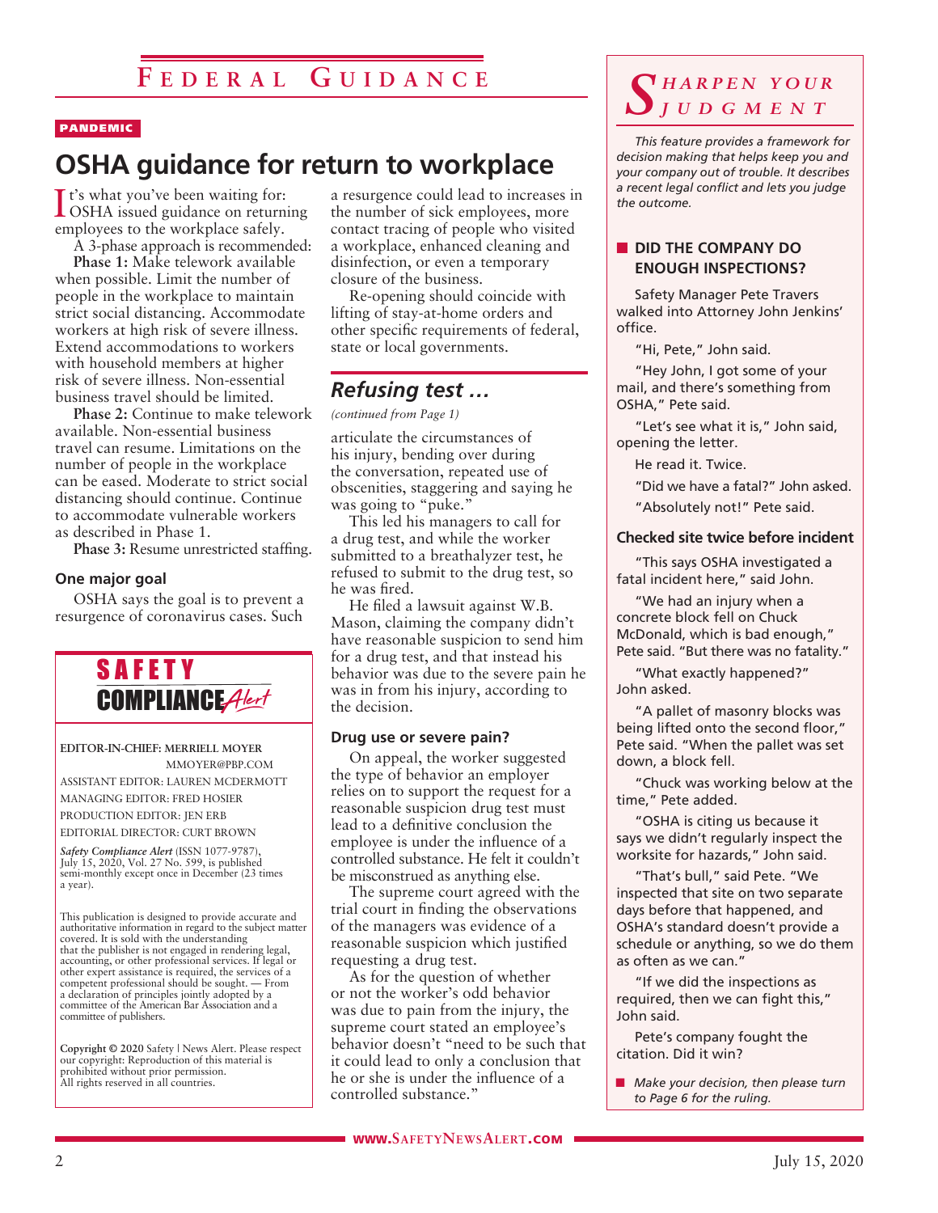# Federal Guidance

PANDEMIC

## OSHA guidance for return to workplace

It's what you've been waiting for: OSHA issued guidance on returning employees to the workplace safely.

A 3-phase approach is recommended:

**Phase 1:** Make telework available when possible. Limit the number of people in the workplace to maintain strict social distancing. Accommodate workers at high risk of severe illness. Extend accommodations to workers with household members at higher risk of severe illness. Non-essential business travel should be limited.

**Phase 2:** Continue to make telework available. Non-essential business travel can resume. Limitations on the number of people in the workplace can be eased. Moderate to strict social distancing should continue. Continue to accommodate vulnerable workers as described in Phase 1.

**Phase 3:** Resume unrestricted staffing.

### One major goal

OSHA says the goal is to prevent a resurgence of coronavirus cases. Such a resurgence could lead to increases in the number of sick employees, more contact tracing of people who visited a workplace, enhanced cleaning and disinfection, or even a temporary closure of the business.

Re-opening should coincide with lifting of stay-at-home orders and other specific requirements of federal, state or local governments.

## Refusing test …

*(continued from Page 1)*

articulate the circumstances of his injury, bending over during the conversation, repeated use of obscenities, staggering and saying he was going to "puke."

This led his managers to call for a drug test, and while the worker submitted to a breathalyzer test, he refused to submit to the drug test, so he was fired.

He filed a lawsuit against W.B. Mason, claiming the company didn't have reasonable suspicion to send him for a drug test, and that instead his behavior was due to the severe pain he was in from his injury, according to the decision.

### Drug use or severe pain?

On appeal, the worker suggested the type of behavior an employer relies on to support the request for a reasonable suspicion drug test must lead to a definitive conclusion the employee is under the influence of a controlled substance. He felt it couldn't be misconstrued as anything else.

The supreme court agreed with the trial court in finding the observations of the managers was evidence of a reasonable suspicion which justified requesting a drug test.

As for the question of whether or not the worker's odd behavior was due to pain from the injury, the supreme court stated an employee's behavior doesn't "need to be such that it could lead to only a conclusion that he or she is under the influence of a controlled substance."

---

**SAFETY COMPLIANCE *Alert***

EDITOR-IN-CHIEF: MERRIELL MOYER
MMOYER@PBP.COM
ASSISTANT EDITOR: LAUREN MCDERMOTT
MANAGING EDITOR: FRED HOSIER
PRODUCTION EDITOR: JEN ERB
EDITORIAL DIRECTOR: CURT BROWN

*Safety Compliance Alert* (ISSN 1077-9787), July 15, 2020, Vol. 27 No. 599, is published semi-monthly except once in December (23 times a year).

This publication is designed to provide accurate and authoritative information in regard to the subject matter covered. It is sold with the understanding that the publisher is not engaged in rendering legal, accounting, or other professional services. If legal or other expert assistance is required, the services of a competent professional should be sought. — From a declaration of principles jointly adopted by a committee of the American Bar Association and a committee of publishers.

**Copyright © 2020** Safety | News Alert. Please respect our copyright: Reproduction of this material is prohibited without prior permission. All rights reserved in all countries.

---

## *Sharpen Your Judgment*

*This feature provides a framework for decision making that helps keep you and your company out of trouble. It describes a recent legal conflict and lets you judge the outcome.*

### DID THE COMPANY DO ENOUGH INSPECTIONS?

Safety Manager Pete Travers walked into Attorney John Jenkins' office.

"Hi, Pete," John said.

"Hey John, I got some of your mail, and there's something from OSHA," Pete said.

"Let's see what it is," John said, opening the letter.

He read it. Twice.

"Did we have a fatal?" John asked.

"Absolutely not!" Pete said.

### Checked site twice before incident

"This says OSHA investigated a fatal incident here," said John.

"We had an injury when a concrete block fell on Chuck McDonald, which is bad enough," Pete said. "But there was no fatality."

"What exactly happened?" John asked.

"A pallet of masonry blocks was being lifted onto the second floor," Pete said. "When the pallet was set down, a block fell.

"Chuck was working below at the time," Pete added.

"OSHA is citing us because it says we didn't regularly inspect the worksite for hazards," John said.

"That's bull," said Pete. "We inspected that site on two separate days before that happened, and OSHA's standard doesn't provide a schedule or anything, so we do them as often as we can."

"If we did the inspections as required, then we can fight this," John said.

Pete's company fought the citation. Did it win?

*Make your decision, then please turn to Page 6 for the ruling.*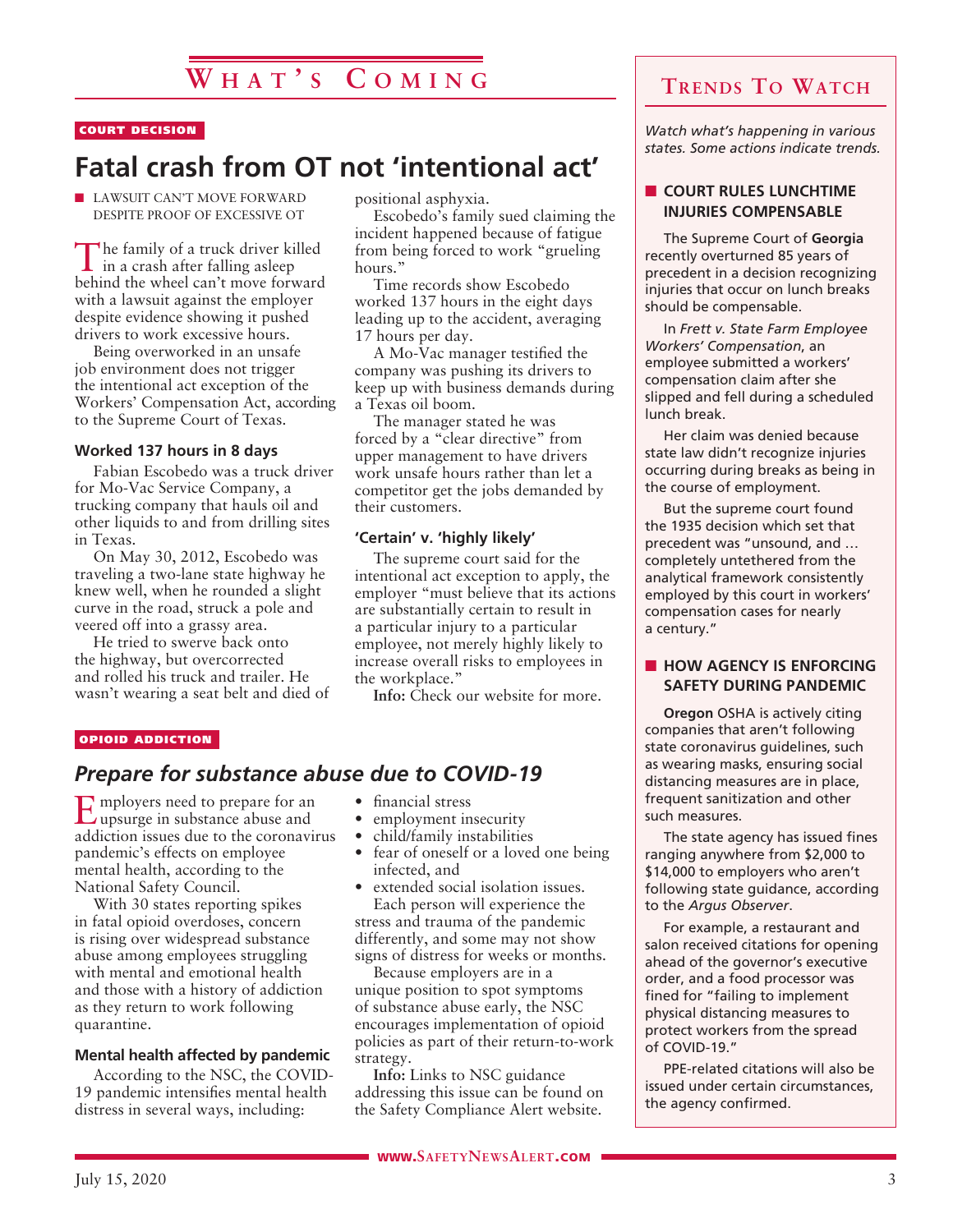# What's Coming

COURT DECISION

## Fatal crash from OT not 'intentional act'

- LAWSUIT CAN'T MOVE FORWARD DESPITE PROOF OF EXCESSIVE OT

The family of a truck driver killed in a crash after falling asleep behind the wheel can't move forward with a lawsuit against the employer despite evidence showing it pushed drivers to work excessive hours.

Being overworked in an unsafe job environment does not trigger the intentional act exception of the Workers' Compensation Act, according to the Supreme Court of Texas.

### Worked 137 hours in 8 days

Fabian Escobedo was a truck driver for Mo-Vac Service Company, a trucking company that hauls oil and other liquids to and from drilling sites in Texas.

On May 30, 2012, Escobedo was traveling a two-lane state highway he knew well, when he rounded a slight curve in the road, struck a pole and veered off into a grassy area.

He tried to swerve back onto the highway, but overcorrected and rolled his truck and trailer. He wasn't wearing a seat belt and died of positional asphyxia.

Escobedo's family sued claiming the incident happened because of fatigue from being forced to work "grueling hours."

Time records show Escobedo worked 137 hours in the eight days leading up to the accident, averaging 17 hours per day.

A Mo-Vac manager testified the company was pushing its drivers to keep up with business demands during a Texas oil boom.

The manager stated he was forced by a "clear directive" from upper management to have drivers work unsafe hours rather than let a competitor get the jobs demanded by their customers.

### 'Certain' v. 'highly likely'

The supreme court said for the intentional act exception to apply, the employer "must believe that its actions are substantially certain to result in a particular injury to a particular employee, not merely highly likely to increase overall risks to employees in the workplace."

**Info:** Check our website for more.

OPIOID ADDICTION

## *Prepare for substance abuse due to COVID-19*

Employers need to prepare for an upsurge in substance abuse and addiction issues due to the coronavirus pandemic's effects on employee mental health, according to the National Safety Council.

With 30 states reporting spikes in fatal opioid overdoses, concern is rising over widespread substance abuse among employees struggling with mental and emotional health and those with a history of addiction as they return to work following quarantine.

### Mental health affected by pandemic

According to the NSC, the COVID-19 pandemic intensifies mental health distress in several ways, including:

- financial stress
- employment insecurity
- child/family instabilities
- fear of oneself or a loved one being infected, and
- extended social isolation issues.

Each person will experience the stress and trauma of the pandemic differently, and some may not show signs of distress for weeks or months.

Because employers are in a unique position to spot symptoms of substance abuse early, the NSC encourages implementation of opioid policies as part of their return-to-work strategy.

**Info:** Links to NSC guidance addressing this issue can be found on the Safety Compliance Alert website.

# Trends To Watch

*Watch what's happening in various states. Some actions indicate trends.*

### COURT RULES LUNCHTIME INJURIES COMPENSABLE

The Supreme Court of **Georgia** recently overturned 85 years of precedent in a decision recognizing injuries that occur on lunch breaks should be compensable.

In *Frett v. State Farm Employee Workers' Compensation*, an employee submitted a workers' compensation claim after she slipped and fell during a scheduled lunch break.

Her claim was denied because state law didn't recognize injuries occurring during breaks as being in the course of employment.

But the supreme court found the 1935 decision which set that precedent was "unsound, and … completely untethered from the analytical framework consistently employed by this court in workers' compensation cases for nearly a century."

### HOW AGENCY IS ENFORCING SAFETY DURING PANDEMIC

**Oregon** OSHA is actively citing companies that aren't following state coronavirus guidelines, such as wearing masks, ensuring social distancing measures are in place, frequent sanitization and other such measures.

The state agency has issued fines ranging anywhere from $2,000 to $14,000 to employers who aren't following state guidance, according to the *Argus Observer*.

For example, a restaurant and salon received citations for opening ahead of the governor's executive order, and a food processor was fined for "failing to implement physical distancing measures to protect workers from the spread of COVID-19."

PPE-related citations will also be issued under certain circumstances, the agency confirmed.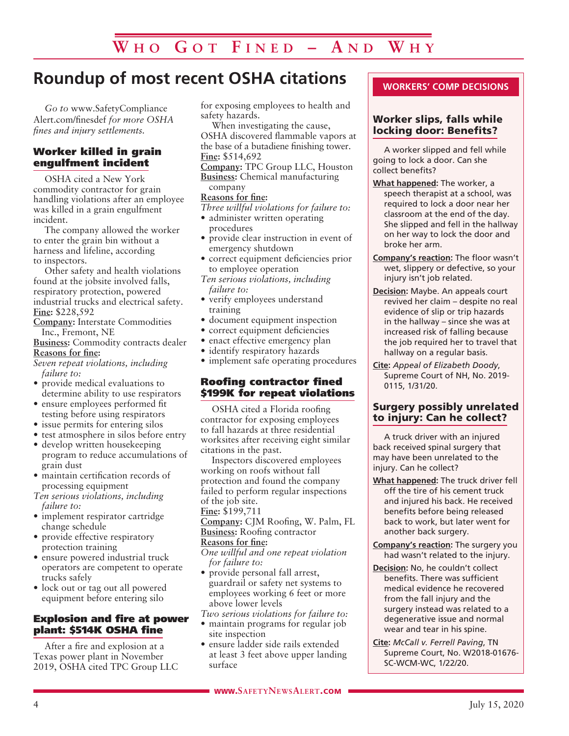# Who Got Fined – And Why

## Roundup of most recent OSHA citations

*Go to* www.SafetyComplianceAlert.com/finesdef *for more OSHA fines and injury settlements.*

### Worker killed in grain engulfment incident

OSHA cited a New York commodity contractor for grain handling violations after an employee was killed in a grain engulfment incident.

The company allowed the worker to enter the grain bin without a harness and lifeline, according to inspectors.

Other safety and health violations found at the jobsite involved falls, respiratory protection, powered industrial trucks and electrical safety.

**Fine:** $228,592

**Company:** Interstate Commodities Inc., Fremont, NE

**Business:** Commodity contracts dealer

**Reasons for fine:**

*Seven repeat violations, including failure to:*

- provide medical evaluations to determine ability to use respirators
- ensure employees performed fit testing before using respirators
- issue permits for entering silos
- test atmosphere in silos before entry
- develop written housekeeping program to reduce accumulations of grain dust
- maintain certification records of processing equipment

*Ten serious violations, including failure to:*

- implement respirator cartridge change schedule
- provide effective respiratory protection training
- ensure powered industrial truck operators are competent to operate trucks safely
- lock out or tag out all powered equipment before entering silo

### Explosion and fire at power plant: $514K OSHA fine

After a fire and explosion at a Texas power plant in November 2019, OSHA cited TPC Group LLC for exposing employees to health and safety hazards.

When investigating the cause, OSHA discovered flammable vapors at the base of a butadiene finishing tower.

**Fine:** $514,692

**Company:** TPC Group LLC, Houston

**Business:** Chemical manufacturing company

**Reasons for fine:**

*Three willful violations for failure to:*

- administer written operating procedures
- provide clear instruction in event of emergency shutdown
- correct equipment deficiencies prior to employee operation

*Ten serious violations, including failure to:*

- verify employees understand training
- document equipment inspection
- correct equipment deficiencies
- enact effective emergency plan
- identify respiratory hazards
- implement safe operating procedures

### Roofing contractor fined $199K for repeat violations

OSHA cited a Florida roofing contractor for exposing employees to fall hazards at three residential worksites after receiving eight similar citations in the past.

Inspectors discovered employees working on roofs without fall protection and found the company failed to perform regular inspections of the job site.

**Fine:** $199,711

**Company:** CJM Roofing, W. Palm, FL

**Business:** Roofing contractor

**Reasons for fine:**

*One willful and one repeat violation for failure to:*

- provide personal fall arrest, guardrail or safety net systems to employees working 6 feet or more above lower levels

*Two serious violations for failure to:*

- maintain programs for regular job site inspection
- ensure ladder side rails extended at least 3 feet above upper landing surface

## WORKERS' COMP DECISIONS

### Worker slips, falls while locking door: Benefits?

A worker slipped and fell while going to lock a door. Can she collect benefits?

**What happened:** The worker, a speech therapist at a school, was required to lock a door near her classroom at the end of the day. She slipped and fell in the hallway on her way to lock the door and broke her arm.

**Company's reaction:** The floor wasn't wet, slippery or defective, so your injury isn't job related.

**Decision:** Maybe. An appeals court revived her claim – despite no real evidence of slip or trip hazards in the hallway – since she was at increased risk of falling because the job required her to travel that hallway on a regular basis.

**Cite:** *Appeal of Elizabeth Doody*, Supreme Court of NH, No. 2019-0115, 1/31/20.

### Surgery possibly unrelated to injury: Can he collect?

A truck driver with an injured back received spinal surgery that may have been unrelated to the injury. Can he collect?

**What happened:** The truck driver fell off the tire of his cement truck and injured his back. He received benefits before being released back to work, but later went for another back surgery.

**Company's reaction:** The surgery you had wasn't related to the injury.

**Decision:** No, he couldn't collect benefits. There was sufficient medical evidence he recovered from the fall injury and the surgery instead was related to a degenerative issue and normal wear and tear in his spine.

**Cite:** *McCall v. Ferrell Paving*, TN Supreme Court, No. W2018-01676-SC-WCM-WC, 1/22/20.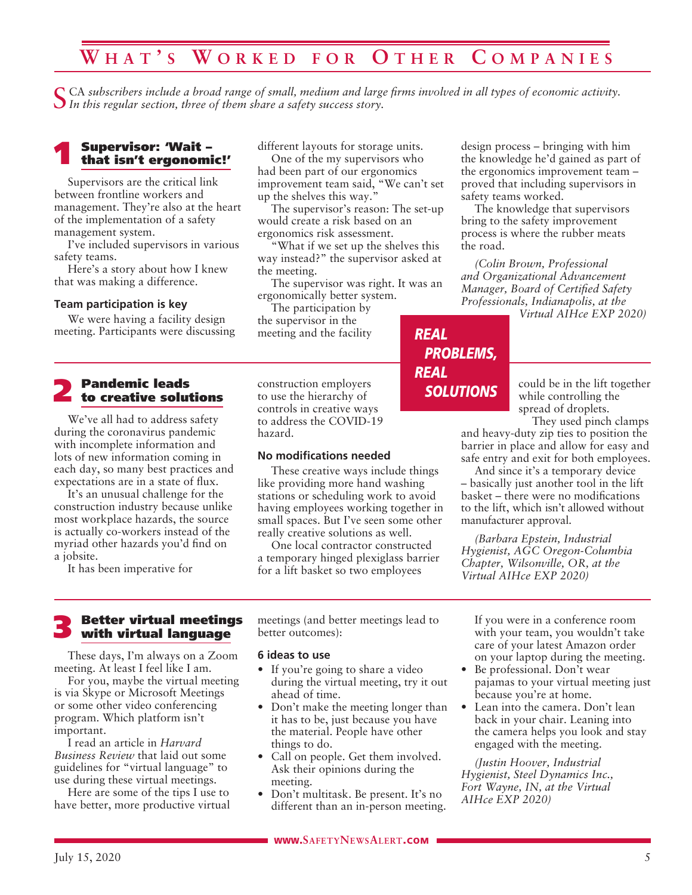# What's Worked for Other Companies

*SCA subscribers include a broad range of small, medium and large firms involved in all types of economic activity. In this regular section, three of them share a safety success story.*

## 1 Supervisor: 'Wait – that isn't ergonomic!'

Supervisors are the critical link between frontline workers and management. They're also at the heart of the implementation of a safety management system.

I've included supervisors in various safety teams.

Here's a story about how I knew that was making a difference.

### Team participation is key

We were having a facility design meeting. Participants were discussing different layouts for storage units.

One of the my supervisors who had been part of our ergonomics improvement team said, "We can't set up the shelves this way."

The supervisor's reason: The set-up would create a risk based on an ergonomics risk assessment.

"What if we set up the shelves this way instead?" the supervisor asked at the meeting.

The supervisor was right. It was an ergonomically better system.

The participation by the supervisor in the meeting and the facility design process – bringing with him the knowledge he'd gained as part of the ergonomics improvement team – proved that including supervisors in safety teams worked.

The knowledge that supervisors bring to the safety improvement process is where the rubber meats the road.

*(Colin Brown, Professional and Organizational Advancement Manager, Board of Certified Safety Professionals, Indianapolis, at the Virtual AIHce EXP 2020)*

**REAL PROBLEMS, REAL SOLUTIONS**

## 2 Pandemic leads to creative solutions

We've all had to address safety during the coronavirus pandemic with incomplete information and lots of new information coming in each day, so many best practices and expectations are in a state of flux.

It's an unusual challenge for the construction industry because unlike most workplace hazards, the source is actually co-workers instead of the myriad other hazards you'd find on a jobsite.

It has been imperative for construction employers to use the hierarchy of controls in creative ways to address the COVID-19 hazard.

### No modifications needed

These creative ways include things like providing more hand washing stations or scheduling work to avoid having employees working together in small spaces. But I've seen some other really creative solutions as well.

One local contractor constructed a temporary hinged plexiglass barrier for a lift basket so two employees could be in the lift together while controlling the spread of droplets.

They used pinch clamps and heavy-duty zip ties to position the barrier in place and allow for easy and safe entry and exit for both employees.

And since it's a temporary device – basically just another tool in the lift basket – there were no modifications to the lift, which isn't allowed without manufacturer approval.

*(Barbara Epstein, Industrial Hygienist, AGC Oregon-Columbia Chapter, Wilsonville, OR, at the Virtual AIHce EXP 2020)*

## 3 Better virtual meetings with virtual language

These days, I'm always on a Zoom meeting. At least I feel like I am.

For you, maybe the virtual meeting is via Skype or Microsoft Meetings or some other video conferencing program. Which platform isn't important.

I read an article in *Harvard Business Review* that laid out some guidelines for "virtual language" to use during these virtual meetings.

Here are some of the tips I use to have better, more productive virtual meetings (and better meetings lead to better outcomes):

### 6 ideas to use

- If you're going to share a video during the virtual meeting, try it out ahead of time.
- Don't make the meeting longer than it has to be, just because you have the material. People have other things to do.
- Call on people. Get them involved. Ask their opinions during the meeting.
- Don't multitask. Be present. It's no different than an in-person meeting. If you were in a conference room with your team, you wouldn't take care of your latest Amazon order on your laptop during the meeting.
- Be professional. Don't wear pajamas to your virtual meeting just because you're at home.
- Lean into the camera. Don't lean back in your chair. Leaning into the camera helps you look and stay engaged with the meeting.

*(Justin Hoover, Industrial Hygienist, Steel Dynamics Inc., Fort Wayne, IN, at the Virtual AIHce EXP 2020)*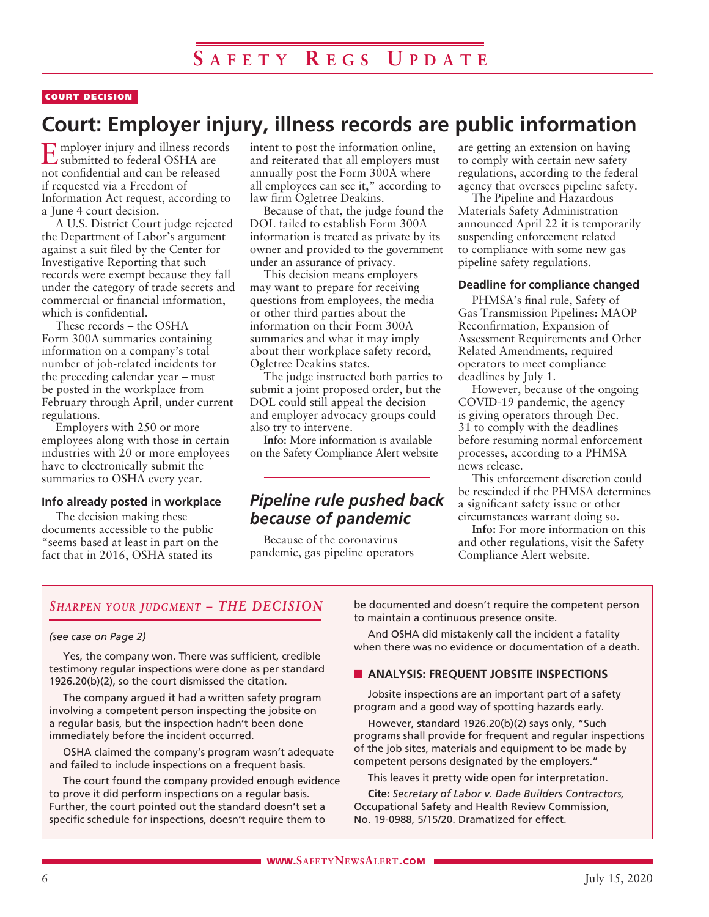# Safety Regs Update

COURT DECISION

## Court: Employer injury, illness records are public information

Employer injury and illness records submitted to federal OSHA are not confidential and can be released if requested via a Freedom of Information Act request, according to a June 4 court decision.

A U.S. District Court judge rejected the Department of Labor's argument against a suit filed by the Center for Investigative Reporting that such records were exempt because they fall under the category of trade secrets and commercial or financial information, which is confidential.

These records – the OSHA Form 300A summaries containing information on a company's total number of job-related incidents for the preceding calendar year – must be posted in the workplace from February through April, under current regulations.

Employers with 250 or more employees along with those in certain industries with 20 or more employees have to electronically submit the summaries to OSHA every year.

### Info already posted in workplace

The decision making these documents accessible to the public "seems based at least in part on the fact that in 2016, OSHA stated its intent to post the information online, and reiterated that all employers must annually post the Form 300A where all employees can see it," according to law firm Ogletree Deakins.

Because of that, the judge found the DOL failed to establish Form 300A information is treated as private by its owner and provided to the government under an assurance of privacy.

This decision means employers may want to prepare for receiving questions from employees, the media or other third parties about the information on their Form 300A summaries and what it may imply about their workplace safety record, Ogletree Deakins states.

The judge instructed both parties to submit a joint proposed order, but the DOL could still appeal the decision and employer advocacy groups could also try to intervene.

**Info:** More information is available on the Safety Compliance Alert website

## *Pipeline rule pushed back because of pandemic*

Because of the coronavirus pandemic, gas pipeline operators are getting an extension on having to comply with certain new safety regulations, according to the federal agency that oversees pipeline safety.

The Pipeline and Hazardous Materials Safety Administration announced April 22 it is temporarily suspending enforcement related to compliance with some new gas pipeline safety regulations.

### Deadline for compliance changed

PHMSA's final rule, Safety of Gas Transmission Pipelines: MAOP Reconfirmation, Expansion of Assessment Requirements and Other Related Amendments, required operators to meet compliance deadlines by July 1.

However, because of the ongoing COVID-19 pandemic, the agency is giving operators through Dec. 31 to comply with the deadlines before resuming normal enforcement processes, according to a PHMSA news release.

This enforcement discretion could be rescinded if the PHMSA determines a significant safety issue or other circumstances warrant doing so.

**Info:** For more information on this and other regulations, visit the Safety Compliance Alert website.

---

## *Sharpen your judgment – THE DECISION*

*(see case on Page 2)*

Yes, the company won. There was sufficient, credible testimony regular inspections were done as per standard 1926.20(b)(2), so the court dismissed the citation.

The company argued it had a written safety program involving a competent person inspecting the jobsite on a regular basis, but the inspection hadn't been done immediately before the incident occurred.

OSHA claimed the company's program wasn't adequate and failed to include inspections on a frequent basis.

The court found the company provided enough evidence to prove it did perform inspections on a regular basis. Further, the court pointed out the standard doesn't set a specific schedule for inspections, doesn't require them to be documented and doesn't require the competent person to maintain a continuous presence onsite.

And OSHA did mistakenly call the incident a fatality when there was no evidence or documentation of a death.

### ■ ANALYSIS: FREQUENT JOBSITE INSPECTIONS

Jobsite inspections are an important part of a safety program and a good way of spotting hazards early.

However, standard 1926.20(b)(2) says only, "Such programs shall provide for frequent and regular inspections of the job sites, materials and equipment to be made by competent persons designated by the employers."

This leaves it pretty wide open for interpretation.

**Cite:** *Secretary of Labor v. Dade Builders Contractors,* Occupational Safety and Health Review Commission, No. 19-0988, 5/15/20. Dramatized for effect.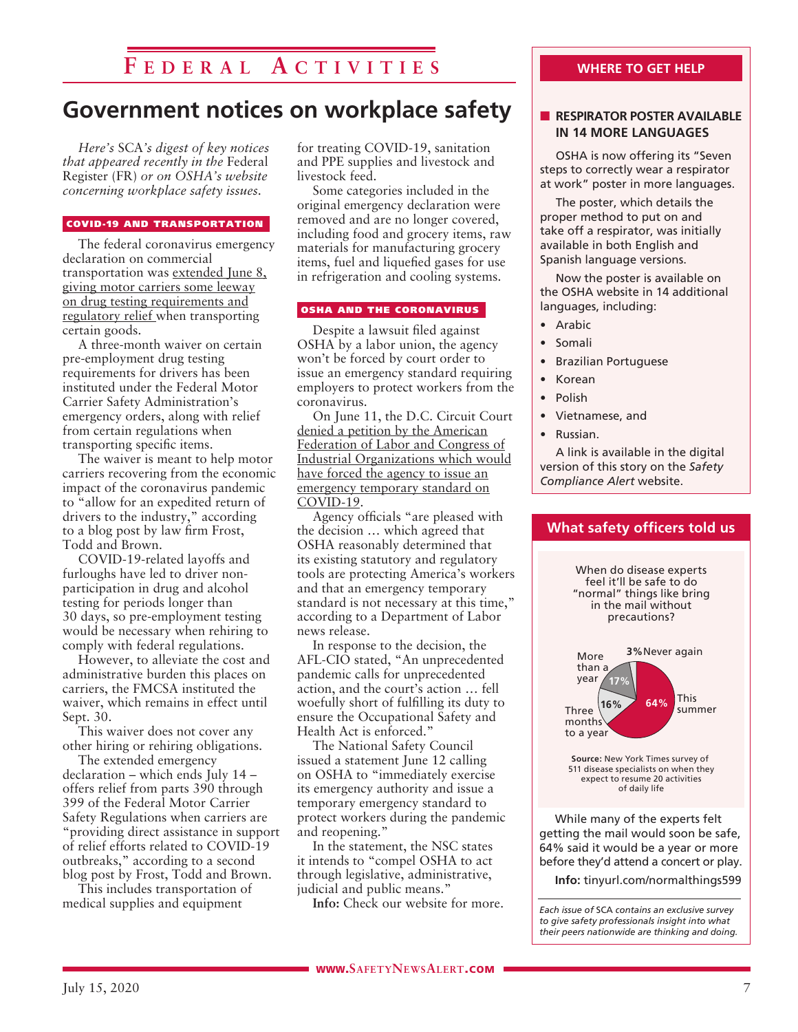# Federal Activities

## Government notices on workplace safety

*Here's SCA's digest of key notices that appeared recently in the Federal Register (FR) or on OSHA's website concerning workplace safety issues.*

### COVID-19 AND TRANSPORTATION

The federal coronavirus emergency declaration on commercial transportation was extended June 8, giving motor carriers some leeway on drug testing requirements and regulatory relief when transporting certain goods.

A three-month waiver on certain pre-employment drug testing requirements for drivers has been instituted under the Federal Motor Carrier Safety Administration's emergency orders, along with relief from certain regulations when transporting specific items.

The waiver is meant to help motor carriers recovering from the economic impact of the coronavirus pandemic to "allow for an expedited return of drivers to the industry," according to a blog post by law firm Frost, Todd and Brown.

COVID-19-related layoffs and furloughs have led to driver non-participation in drug and alcohol testing for periods longer than 30 days, so pre-employment testing would be necessary when rehiring to comply with federal regulations.

However, to alleviate the cost and administrative burden this places on carriers, the FMCSA instituted the waiver, which remains in effect until Sept. 30.

This waiver does not cover any other hiring or rehiring obligations.

The extended emergency declaration – which ends July 14 – offers relief from parts 390 through 399 of the Federal Motor Carrier Safety Regulations when carriers are "providing direct assistance in support of relief efforts related to COVID-19 outbreaks," according to a second blog post by Frost, Todd and Brown.

This includes transportation of medical supplies and equipment for treating COVID-19, sanitation and PPE supplies and livestock and livestock feed.

Some categories included in the original emergency declaration were removed and are no longer covered, including food and grocery items, raw materials for manufacturing grocery items, fuel and liquefied gases for use in refrigeration and cooling systems.

### OSHA AND THE CORONAVIRUS

Despite a lawsuit filed against OSHA by a labor union, the agency won't be forced by court order to issue an emergency standard requiring employers to protect workers from the coronavirus.

On June 11, the D.C. Circuit Court denied a petition by the American Federation of Labor and Congress of Industrial Organizations which would have forced the agency to issue an emergency temporary standard on COVID-19.

Agency officials "are pleased with the decision … which agreed that OSHA reasonably determined that its existing statutory and regulatory tools are protecting America's workers and that an emergency temporary standard is not necessary at this time," according to a Department of Labor news release.

In response to the decision, the AFL-CIO stated, "An unprecedented pandemic calls for unprecedented action, and the court's action … fell woefully short of fulfilling its duty to ensure the Occupational Safety and Health Act is enforced."

The National Safety Council issued a statement June 12 calling on OSHA to "immediately exercise its emergency authority and issue a temporary emergency standard to protect workers during the pandemic and reopening."

In the statement, the NSC states it intends to "compel OSHA to act through legislative, administrative, judicial and public means."

**Info:** Check our website for more.

## WHERE TO GET HELP

### RESPIRATOR POSTER AVAILABLE IN 14 MORE LANGUAGES

OSHA is now offering its "Seven steps to correctly wear a respirator at work" poster in more languages.

The poster, which details the proper method to put on and take off a respirator, was initially available in both English and Spanish language versions.

Now the poster is available on the OSHA website in 14 additional languages, including:

- Arabic
- Somali
- Brazilian Portuguese
- Korean
- Polish
- Vietnamese, and
- Russian.

A link is available in the digital version of this story on the *Safety Compliance Alert* website.

## What safety officers told us

When do disease experts feel it'll be safe to do "normal" things like bring in the mail without precautions?

| Response | Percent |
|---|---|
| This summer | 64% |
| Three months to a year | 16% |
| More than a year | 17% |
| Never again | 3% |

**Source:** New York Times survey of 511 disease specialists on when they expect to resume 20 activities of daily life

While many of the experts felt getting the mail would soon be safe, 64% said it would be a year or more before they'd attend a concert or play.

**Info:** tinyurl.com/normalthings599

*Each issue of SCA contains an exclusive survey to give safety professionals insight into what their peers nationwide are thinking and doing.*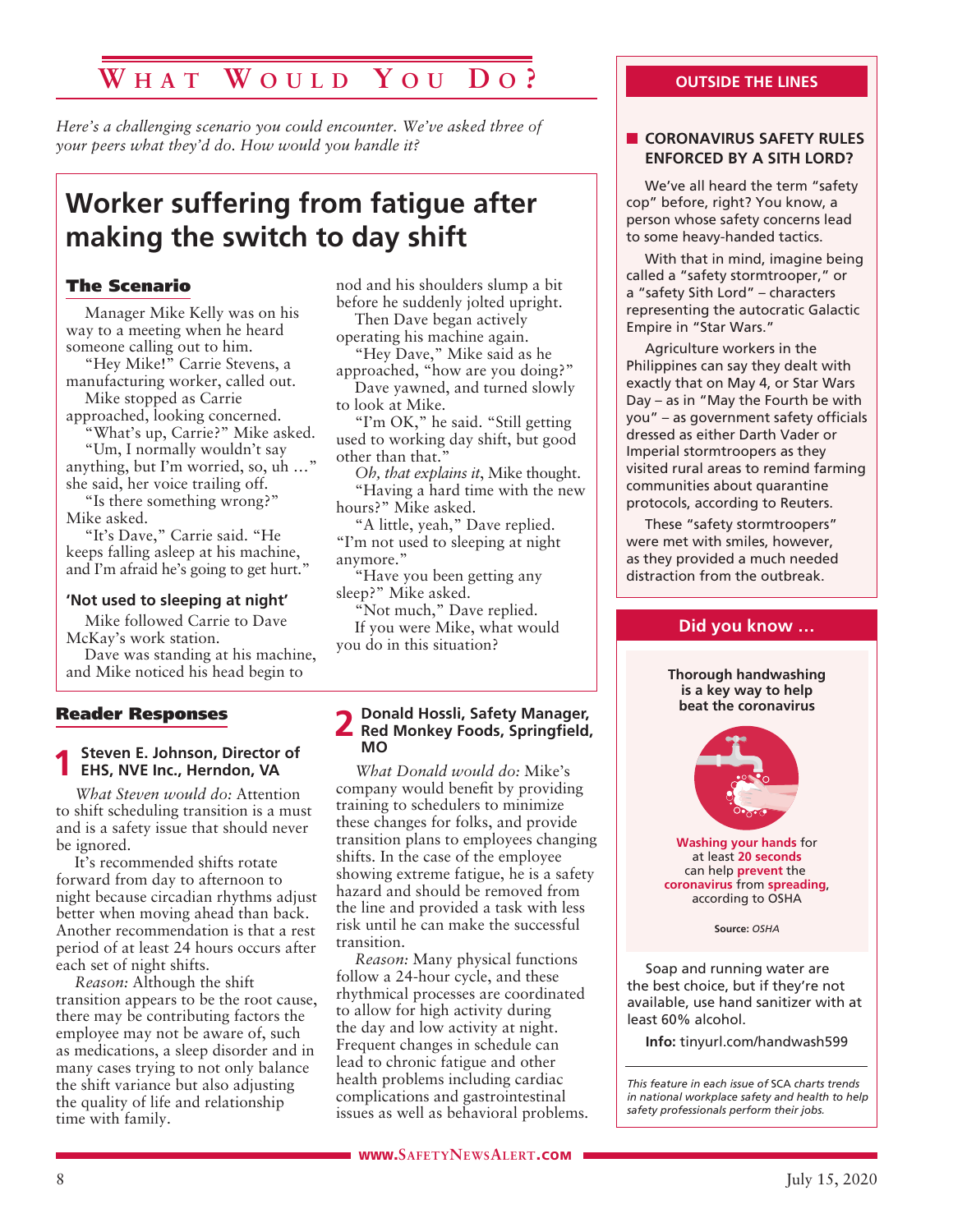# What Would You Do?

*Here's a challenging scenario you could encounter. We've asked three of your peers what they'd do. How would you handle it?*

## Worker suffering from fatigue after making the switch to day shift

### The Scenario

Manager Mike Kelly was on his way to a meeting when he heard someone calling out to him.

"Hey Mike!" Carrie Stevens, a manufacturing worker, called out.

Mike stopped as Carrie approached, looking concerned.

"What's up, Carrie?" Mike asked.

"Um, I normally wouldn't say anything, but I'm worried, so, uh …" she said, her voice trailing off.

"Is there something wrong?" Mike asked.

"It's Dave," Carrie said. "He keeps falling asleep at his machine, and I'm afraid he's going to get hurt."

#### 'Not used to sleeping at night'

Mike followed Carrie to Dave McKay's work station.

Dave was standing at his machine, and Mike noticed his head begin to nod and his shoulders slump a bit before he suddenly jolted upright.

Then Dave began actively operating his machine again.

"Hey Dave," Mike said as he approached, "how are you doing?"

Dave yawned, and turned slowly to look at Mike.

"I'm OK," he said. "Still getting used to working day shift, but good other than that."

*Oh, that explains it*, Mike thought.

"Having a hard time with the new hours?" Mike asked.

"A little, yeah," Dave replied. "I'm not used to sleeping at night anymore."

"Have you been getting any sleep?" Mike asked.

"Not much," Dave replied.

If you were Mike, what would you do in this situation?

### Reader Responses

#### 1 Steven E. Johnson, Director of EHS, NVE Inc., Herndon, VA

*What Steven would do:* Attention to shift scheduling transition is a must and is a safety issue that should never be ignored.

It's recommended shifts rotate forward from day to afternoon to night because circadian rhythms adjust better when moving ahead than back. Another recommendation is that a rest period of at least 24 hours occurs after each set of night shifts.

*Reason:* Although the shift transition appears to be the root cause, there may be contributing factors the employee may not be aware of, such as medications, a sleep disorder and in many cases trying to not only balance the shift variance but also adjusting the quality of life and relationship time with family.

#### 2 Donald Hossli, Safety Manager, Red Monkey Foods, Springfield, MO

*What Donald would do:* Mike's company would benefit by providing training to schedulers to minimize these changes for folks, and provide transition plans to employees changing shifts. In the case of the employee showing extreme fatigue, he is a safety hazard and should be removed from the line and provided a task with less risk until he can make the successful transition.

*Reason:* Many physical functions follow a 24-hour cycle, and these rhythmical processes are coordinated to allow for high activity during the day and low activity at night. Frequent changes in schedule can lead to chronic fatigue and other health problems including cardiac complications and gastrointestinal issues as well as behavioral problems.

---

## OUTSIDE THE LINES

### CORONAVIRUS SAFETY RULES ENFORCED BY A SITH LORD?

We've all heard the term "safety cop" before, right? You know, a person whose safety concerns lead to some heavy-handed tactics.

With that in mind, imagine being called a "safety stormtrooper," or a "safety Sith Lord" – characters representing the autocratic Galactic Empire in "Star Wars."

Agriculture workers in the Philippines can say they dealt with exactly that on May 4, or Star Wars Day – as in "May the Fourth be with you" – as government safety officials dressed as either Darth Vader or Imperial stormtroopers as they visited rural areas to remind farming communities about quarantine protocols, according to Reuters.

These "safety stormtroopers" were met with smiles, however, as they provided a much needed distraction from the outbreak.

## Did you know …

**Thorough handwashing is a key way to help beat the coronavirus**

**Washing your hands** for at least **20 seconds** can help **prevent** the **coronavirus** from **spreading**, according to OSHA

**Source:** *OSHA*

Soap and running water are the best choice, but if they're not available, use hand sanitizer with at least 60% alcohol.

**Info:** tinyurl.com/handwash599

*This feature in each issue of* SCA *charts trends in national workplace safety and health to help safety professionals perform their jobs.*